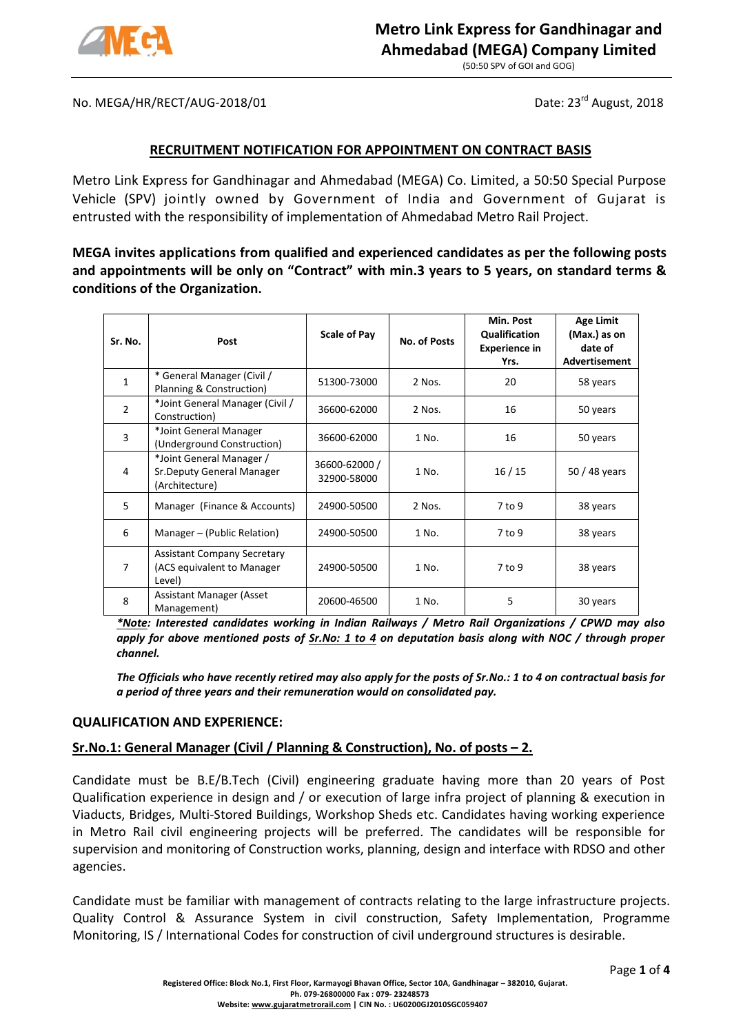# Metro Link Express for Gandhinagar and Ahmedabad (MEGA) Company Limited

(50:50 SPV of GOI and GOG)

No. MEGA/HR/RECT/AUG-2018/01

Date: 23rd August, 2018

## RECRUITMENT NOTIFICATION FOR APPOINTMENT ON CONTRACT BASIS

Metro Link Express for Gandhinagar and Ahmedabad (MEGA) Co. Limited, a 50:50 Special Purpose Vehicle (SPV) jointly owned by Government of India and Government of Gujarat is entrusted with the responsibility of implementation of Ahmedabad Metro Rail Project.

**MEGA invites applications from qualified and experienced candidates as per the following posts and appointments will be only on "Contract" with min.3 years to 5 years, on standard terms & conditions of the Organization.**

| Sr. No. | Post | Scale of Pay | No. of Posts | Min. Post Qualification Experience in Yrs. | Age Limit (Max.) as on date of Advertisement |
|---|---|---|---|---|---|
| 1 | * General Manager (Civil / Planning & Construction) | 51300-73000 | 2 Nos. | 20 | 58 years |
| 2 | *Joint General Manager (Civil / Construction) | 36600-62000 | 2 Nos. | 16 | 50 years |
| 3 | *Joint General Manager (Underground Construction) | 36600-62000 | 1 No. | 16 | 50 years |
| 4 | *Joint General Manager / Sr.Deputy General Manager (Architecture) | 36600-62000 / 32900-58000 | 1 No. | 16 / 15 | 50 / 48 years |
| 5 | Manager (Finance & Accounts) | 24900-50500 | 2 Nos. | 7 to 9 | 38 years |
| 6 | Manager – (Public Relation) | 24900-50500 | 1 No. | 7 to 9 | 38 years |
| 7 | Assistant Company Secretary (ACS equivalent to Manager Level) | 24900-50500 | 1 No. | 7 to 9 | 38 years |
| 8 | Assistant Manager (Asset Management) | 20600-46500 | 1 No. | 5 | 30 years |

***Note:** Interested candidates working in Indian Railways / Metro Rail Organizations / CPWD may also apply for above mentioned posts of Sr.No: 1 to 4 on deputation basis along with NOC / through proper channel.*

***The Officials who have recently retired may also apply for the posts of Sr.No.: 1 to 4 on contractual basis for a period of three years and their remuneration would on consolidated pay.***

### QUALIFICATION AND EXPERIENCE:

### Sr.No.1: General Manager (Civil / Planning & Construction), No. of posts – 2.

Candidate must be B.E/B.Tech (Civil) engineering graduate having more than 20 years of Post Qualification experience in design and / or execution of large infra project of planning & execution in Viaducts, Bridges, Multi-Stored Buildings, Workshop Sheds etc. Candidates having working experience in Metro Rail civil engineering projects will be preferred. The candidates will be responsible for supervision and monitoring of Construction works, planning, design and interface with RDSO and other agencies.

Candidate must be familiar with management of contracts relating to the large infrastructure projects. Quality Control & Assurance System in civil construction, Safety Implementation, Programme Monitoring, IS / International Codes for construction of civil underground structures is desirable.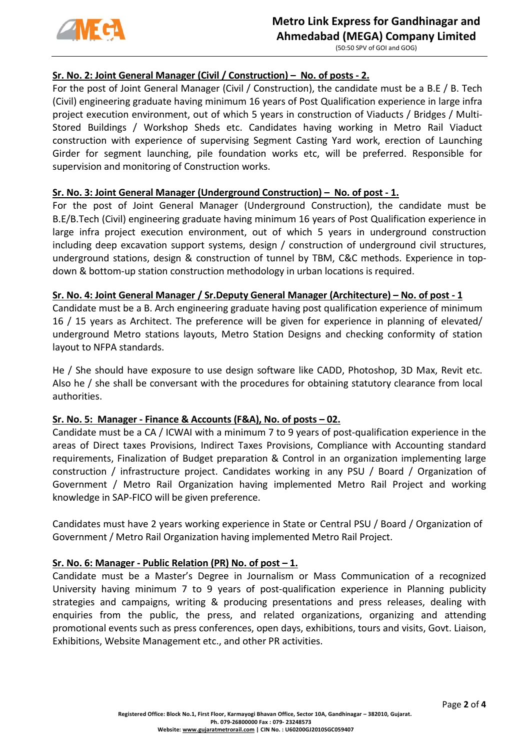### Sr. No. 2: Joint General Manager (Civil / Construction) – No. of posts - 2.

For the post of Joint General Manager (Civil / Construction), the candidate must be a B.E / B. Tech (Civil) engineering graduate having minimum 16 years of Post Qualification experience in large infra project execution environment, out of which 5 years in construction of Viaducts / Bridges / Multi-Stored Buildings / Workshop Sheds etc. Candidates having working in Metro Rail Viaduct construction with experience of supervising Segment Casting Yard work, erection of Launching Girder for segment launching, pile foundation works etc, will be preferred. Responsible for supervision and monitoring of Construction works.

### Sr. No. 3: Joint General Manager (Underground Construction) – No. of post - 1.

For the post of Joint General Manager (Underground Construction), the candidate must be B.E/B.Tech (Civil) engineering graduate having minimum 16 years of Post Qualification experience in large infra project execution environment, out of which 5 years in underground construction including deep excavation support systems, design / construction of underground civil structures, underground stations, design & construction of tunnel by TBM, C&C methods. Experience in top-down & bottom-up station construction methodology in urban locations is required.

### Sr. No. 4: Joint General Manager / Sr.Deputy General Manager (Architecture) – No. of post - 1

Candidate must be a B. Arch engineering graduate having post qualification experience of minimum 16 / 15 years as Architect. The preference will be given for experience in planning of elevated/ underground Metro stations layouts, Metro Station Designs and checking conformity of station layout to NFPA standards.

He / She should have exposure to use design software like CADD, Photoshop, 3D Max, Revit etc. Also he / she shall be conversant with the procedures for obtaining statutory clearance from local authorities.

### Sr. No. 5: Manager - Finance & Accounts (F&A), No. of posts – 02.

Candidate must be a CA / ICWAI with a minimum 7 to 9 years of post-qualification experience in the areas of Direct taxes Provisions, Indirect Taxes Provisions, Compliance with Accounting standard requirements, Finalization of Budget preparation & Control in an organization implementing large construction / infrastructure project. Candidates working in any PSU / Board / Organization of Government / Metro Rail Organization having implemented Metro Rail Project and working knowledge in SAP-FICO will be given preference.

Candidates must have 2 years working experience in State or Central PSU / Board / Organization of Government / Metro Rail Organization having implemented Metro Rail Project.

### Sr. No. 6: Manager - Public Relation (PR) No. of post – 1.

Candidate must be a Master's Degree in Journalism or Mass Communication of a recognized University having minimum 7 to 9 years of post-qualification experience in Planning publicity strategies and campaigns, writing & producing presentations and press releases, dealing with enquiries from the public, the press, and related organizations, organizing and attending promotional events such as press conferences, open days, exhibitions, tours and visits, Govt. Liaison, Exhibitions, Website Management etc., and other PR activities.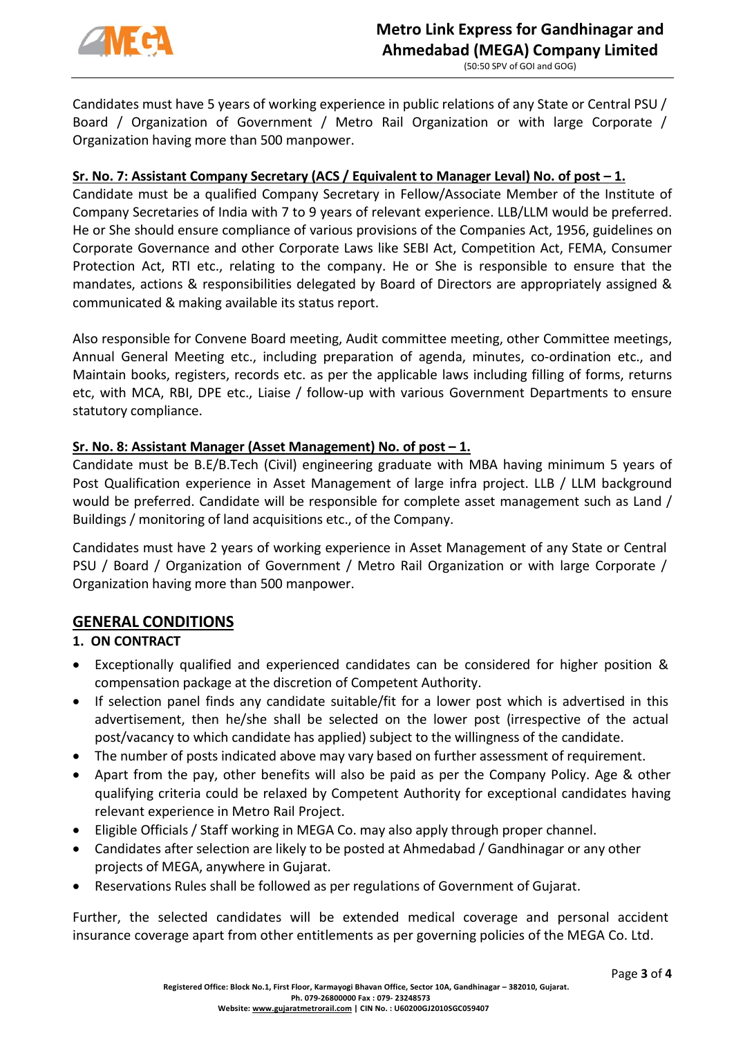Candidates must have 5 years of working experience in public relations of any State or Central PSU / Board / Organization of Government / Metro Rail Organization or with large Corporate / Organization having more than 500 manpower.

**Sr. No. 7: Assistant Company Secretary (ACS / Equivalent to Manager Leval) No. of post – 1.**

Candidate must be a qualified Company Secretary in Fellow/Associate Member of the Institute of Company Secretaries of India with 7 to 9 years of relevant experience. LLB/LLM would be preferred. He or She should ensure compliance of various provisions of the Companies Act, 1956, guidelines on Corporate Governance and other Corporate Laws like SEBI Act, Competition Act, FEMA, Consumer Protection Act, RTI etc., relating to the company. He or She is responsible to ensure that the mandates, actions & responsibilities delegated by Board of Directors are appropriately assigned & communicated & making available its status report.

Also responsible for Convene Board meeting, Audit committee meeting, other Committee meetings, Annual General Meeting etc., including preparation of agenda, minutes, co-ordination etc., and Maintain books, registers, records etc. as per the applicable laws including filling of forms, returns etc, with MCA, RBI, DPE etc., Liaise / follow-up with various Government Departments to ensure statutory compliance.

**Sr. No. 8: Assistant Manager (Asset Management) No. of post – 1.**

Candidate must be B.E/B.Tech (Civil) engineering graduate with MBA having minimum 5 years of Post Qualification experience in Asset Management of large infra project. LLB / LLM background would be preferred. Candidate will be responsible for complete asset management such as Land / Buildings / monitoring of land acquisitions etc., of the Company.

Candidates must have 2 years of working experience in Asset Management of any State or Central PSU / Board / Organization of Government / Metro Rail Organization or with large Corporate / Organization having more than 500 manpower.

## GENERAL CONDITIONS

**1. ON CONTRACT**

- Exceptionally qualified and experienced candidates can be considered for higher position & compensation package at the discretion of Competent Authority.
- If selection panel finds any candidate suitable/fit for a lower post which is advertised in this advertisement, then he/she shall be selected on the lower post (irrespective of the actual post/vacancy to which candidate has applied) subject to the willingness of the candidate.
- The number of posts indicated above may vary based on further assessment of requirement.
- Apart from the pay, other benefits will also be paid as per the Company Policy. Age & other qualifying criteria could be relaxed by Competent Authority for exceptional candidates having relevant experience in Metro Rail Project.
- Eligible Officials / Staff working in MEGA Co. may also apply through proper channel.
- Candidates after selection are likely to be posted at Ahmedabad / Gandhinagar or any other projects of MEGA, anywhere in Gujarat.
- Reservations Rules shall be followed as per regulations of Government of Gujarat.

Further, the selected candidates will be extended medical coverage and personal accident insurance coverage apart from other entitlements as per governing policies of the MEGA Co. Ltd.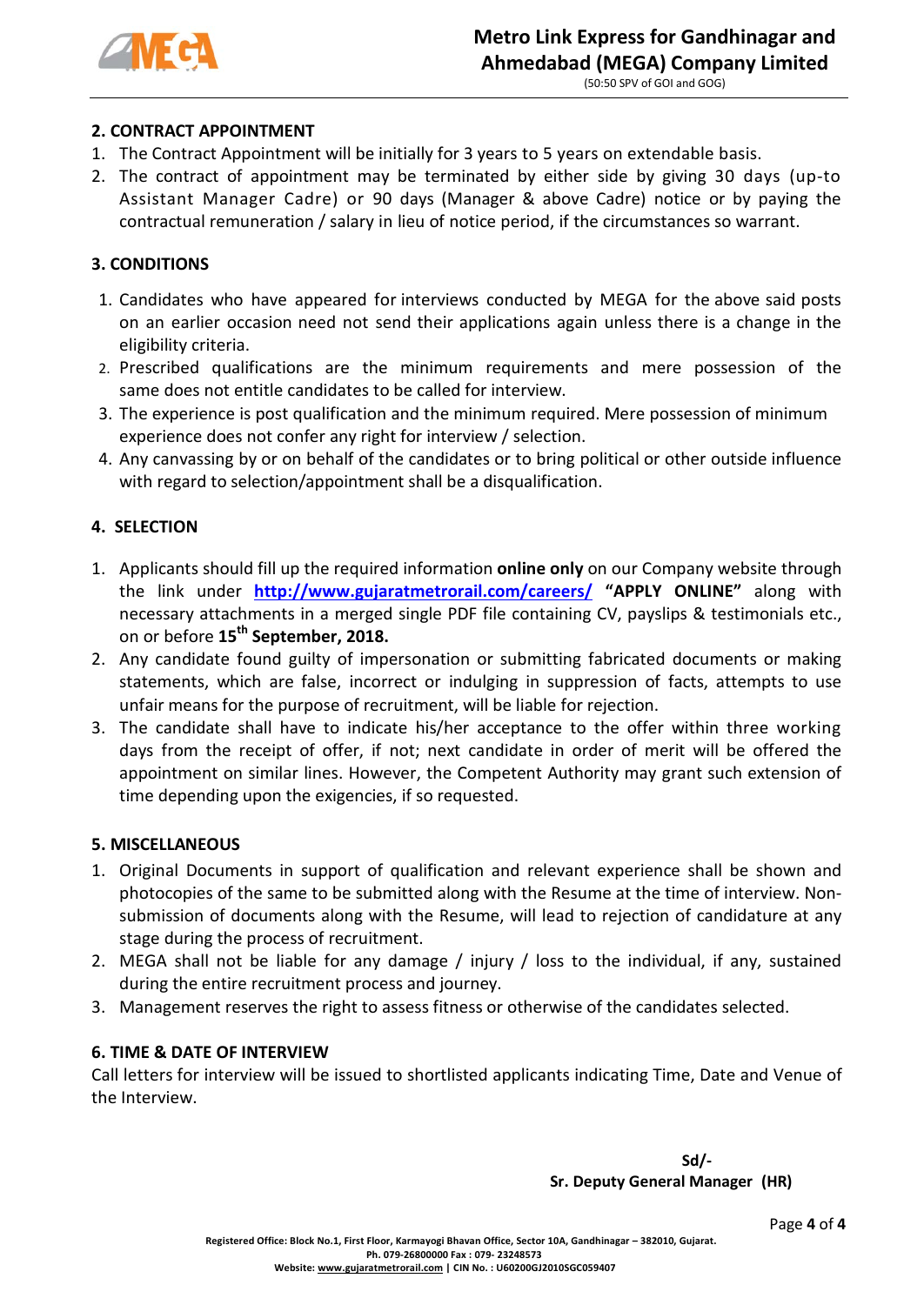## 2. CONTRACT APPOINTMENT

1. The Contract Appointment will be initially for 3 years to 5 years on extendable basis.
2. The contract of appointment may be terminated by either side by giving 30 days (up-to Assistant Manager Cadre) or 90 days (Manager & above Cadre) notice or by paying the contractual remuneration / salary in lieu of notice period, if the circumstances so warrant.

## 3. CONDITIONS

1. Candidates who have appeared for interviews conducted by MEGA for the above said posts on an earlier occasion need not send their applications again unless there is a change in the eligibility criteria.
2. Prescribed qualifications are the minimum requirements and mere possession of the same does not entitle candidates to be called for interview.
3. The experience is post qualification and the minimum required. Mere possession of minimum experience does not confer any right for interview / selection.
4. Any canvassing by or on behalf of the candidates or to bring political or other outside influence with regard to selection/appointment shall be a disqualification.

## 4. SELECTION

1. Applicants should fill up the required information **online only** on our Company website through the link under **http://www.gujaratmetrorail.com/careers/** **"APPLY ONLINE"** along with necessary attachments in a merged single PDF file containing CV, payslips & testimonials etc., on or before **15th September, 2018.**
2. Any candidate found guilty of impersonation or submitting fabricated documents or making statements, which are false, incorrect or indulging in suppression of facts, attempts to use unfair means for the purpose of recruitment, will be liable for rejection.
3. The candidate shall have to indicate his/her acceptance to the offer within three working days from the receipt of offer, if not; next candidate in order of merit will be offered the appointment on similar lines. However, the Competent Authority may grant such extension of time depending upon the exigencies, if so requested.

## 5. MISCELLANEOUS

1. Original Documents in support of qualification and relevant experience shall be shown and photocopies of the same to be submitted along with the Resume at the time of interview. Non-submission of documents along with the Resume, will lead to rejection of candidature at any stage during the process of recruitment.
2. MEGA shall not be liable for any damage / injury / loss to the individual, if any, sustained during the entire recruitment process and journey.
3. Management reserves the right to assess fitness or otherwise of the candidates selected.

## 6. TIME & DATE OF INTERVIEW

Call letters for interview will be issued to shortlisted applicants indicating Time, Date and Venue of the Interview.

**Sd/-**

**Sr. Deputy General Manager (HR)**